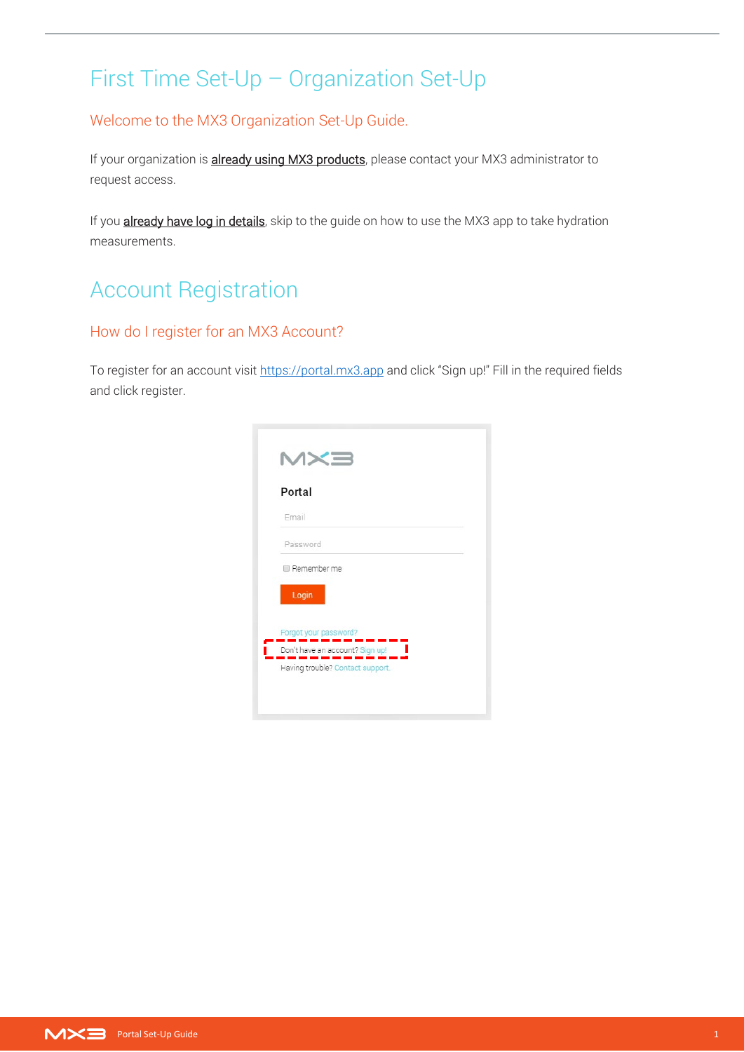# First Time Set-Up – Organization Set-Up

## Welcome to the MX3 Organization Set-Up Guide.

If your organization is already using MX3 products, please contact your MX3 administrator to request access.

If you already have log in details, skip to the guide on how to use the MX3 app to take hydration measurements.

# Account Registration

## How do I register for an MX3 Account?

To register for an account visit https://portal.mx3.app and click "Sign up!" Fill in the required fields and click register.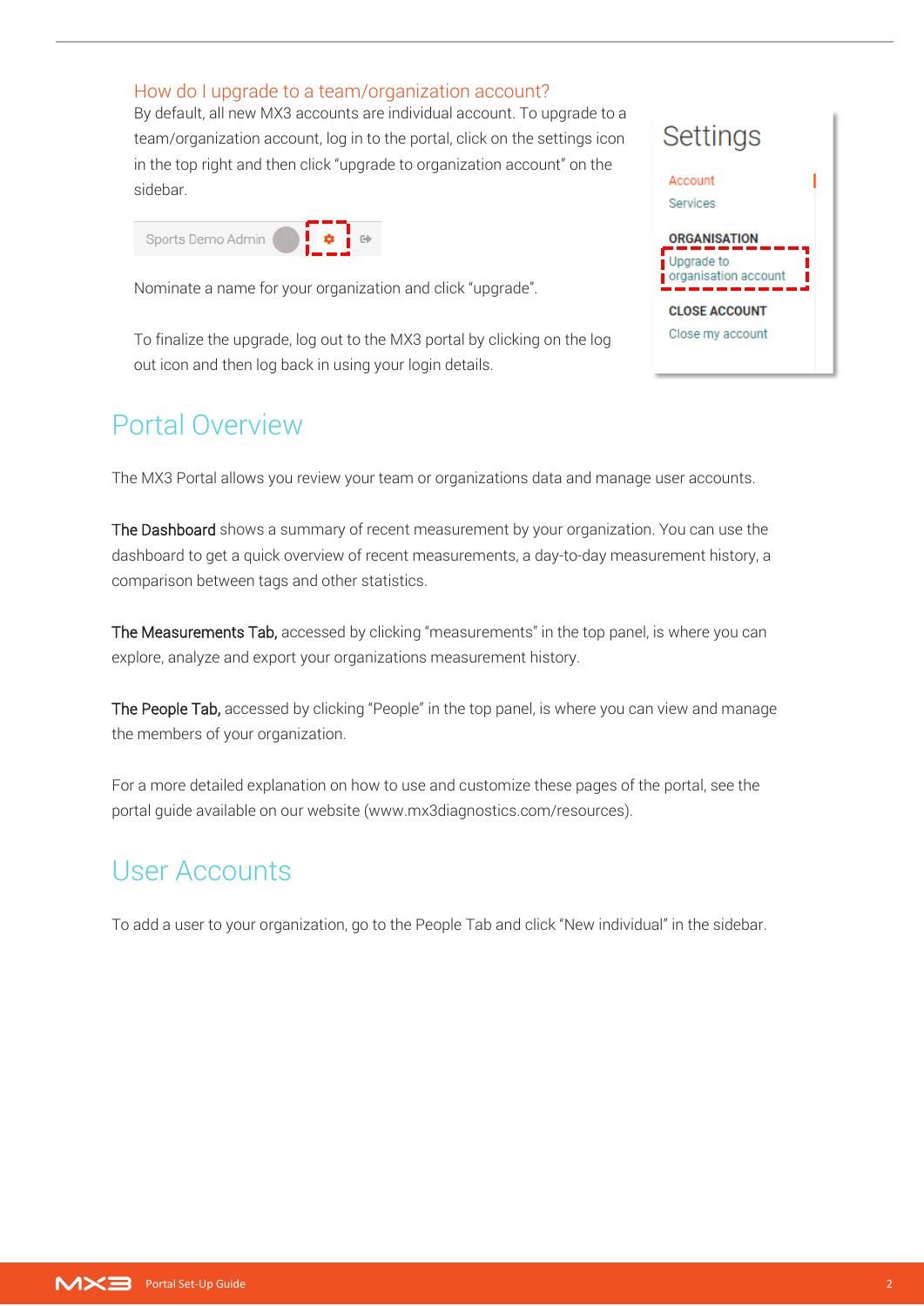### How do I upgrade to a team/organization account?

By default, all new MX3 accounts are individual account. To upgrade to a team/organization account, log in to the portal, click on the settings icon in the top right and then click "upgrade to organization account" on the sidebar.

Sports Demo Admin

Settings

Account

Services

ORGANISATION

Upgrade to organisation account

CLOSE ACCOUNT

Close my account

Nominate a name for your organization and click "upgrade".

To finalize the upgrade, log out to the MX3 portal by clicking on the log out icon and then log back in using your login details.

## Portal Overview

The MX3 Portal allows you review your team or organizations data and manage user accounts.

The Dashboard shows a summary of recent measurement by your organization. You can use the dashboard to get a quick overview of recent measurements, a day-to-day measurement history, a comparison between tags and other statistics.

The Measurements Tab, accessed by clicking "measurements" in the top panel, is where you can explore, analyze and export your organizations measurement history.

The People Tab, accessed by clicking "People" in the top panel, is where you can view and manage the members of your organization.

For a more detailed explanation on how to use and customize these pages of the portal, see the portal guide available on our website (www.mx3diagnostics.com/resources).

## User Accounts

To add a user to your organization, go to the People Tab and click "New individual" in the sidebar.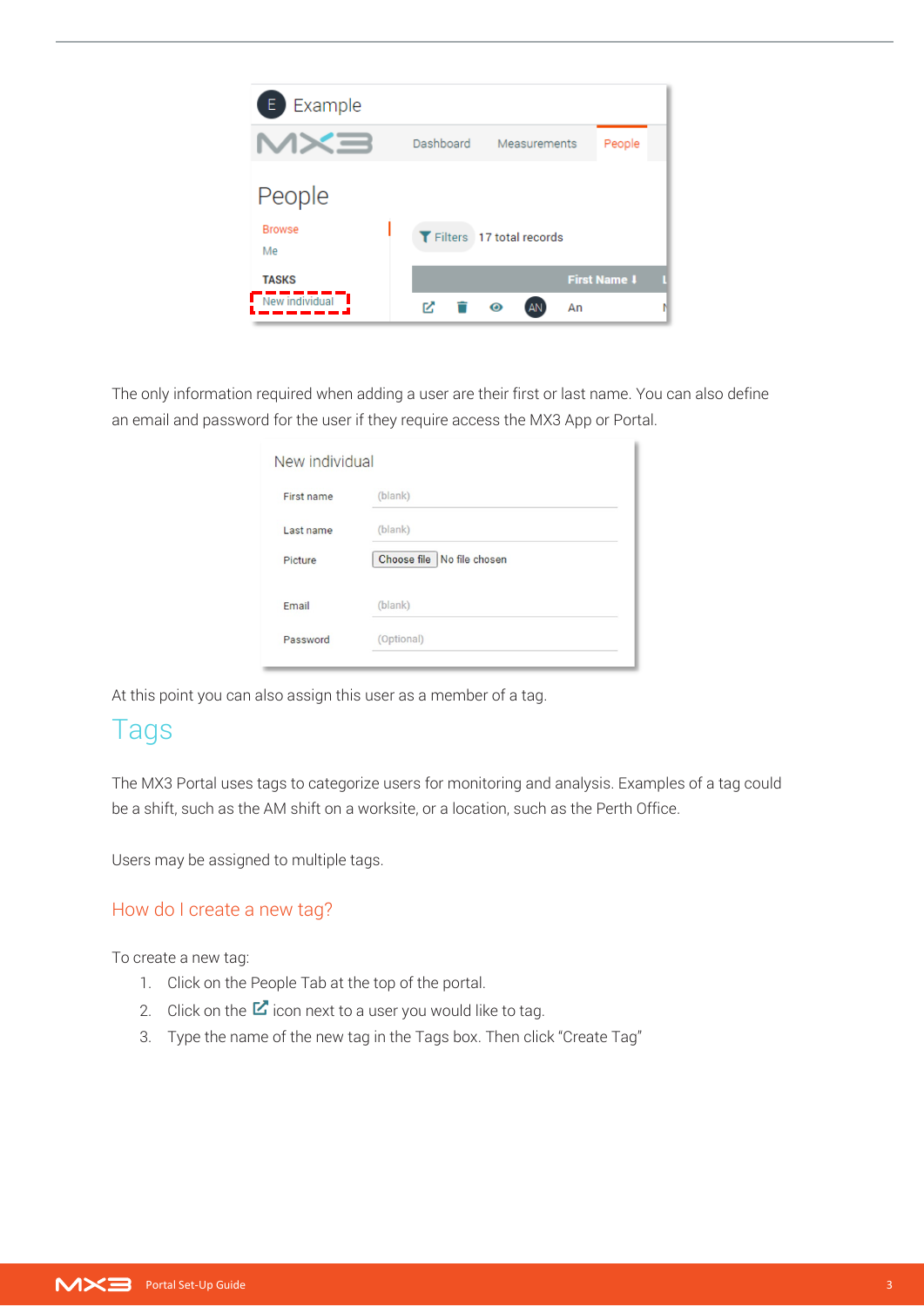The only information required when adding a user are their first or last name. You can also define an email and password for the user if they require access the MX3 App or Portal.

At this point you can also assign this user as a member of a tag.

# Tags

The MX3 Portal uses tags to categorize users for monitoring and analysis. Examples of a tag could be a shift, such as the AM shift on a worksite, or a location, such as the Perth Office.

Users may be assigned to multiple tags.

## How do I create a new tag?

To create a new tag:

1. Click on the People Tab at the top of the portal.
2. Click on the icon next to a user you would like to tag.
3. Type the name of the new tag in the Tags box. Then click “Create Tag”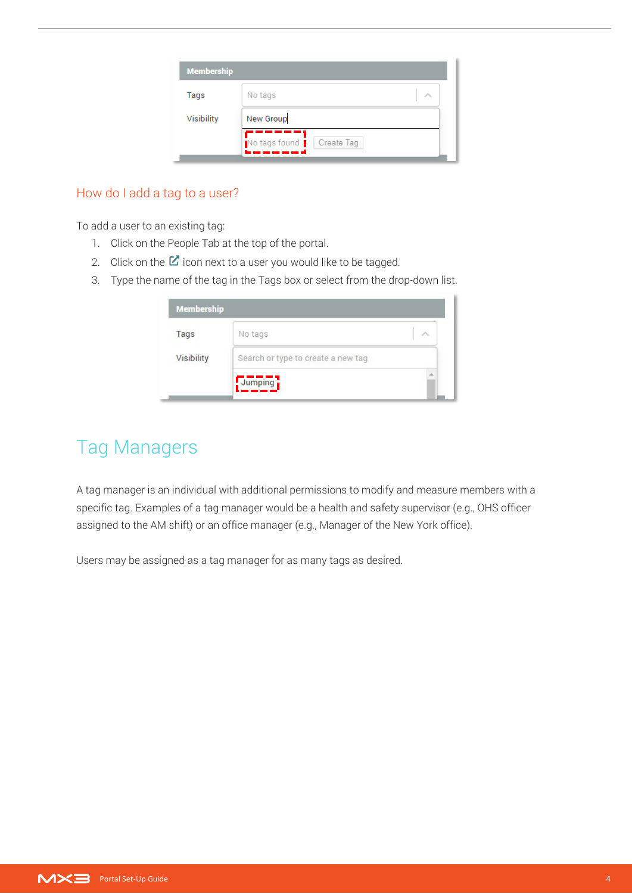## How do I add a tag to a user?

To add a user to an existing tag:

1. Click on the People Tab at the top of the portal.
2. Click on the icon next to a user you would like to be tagged.
3. Type the name of the tag in the Tags box or select from the drop-down list.

# Tag Managers

A tag manager is an individual with additional permissions to modify and measure members with a specific tag. Examples of a tag manager would be a health and safety supervisor (e.g., OHS officer assigned to the AM shift) or an office manager (e.g., Manager of the New York office).

Users may be assigned as a tag manager for as many tags as desired.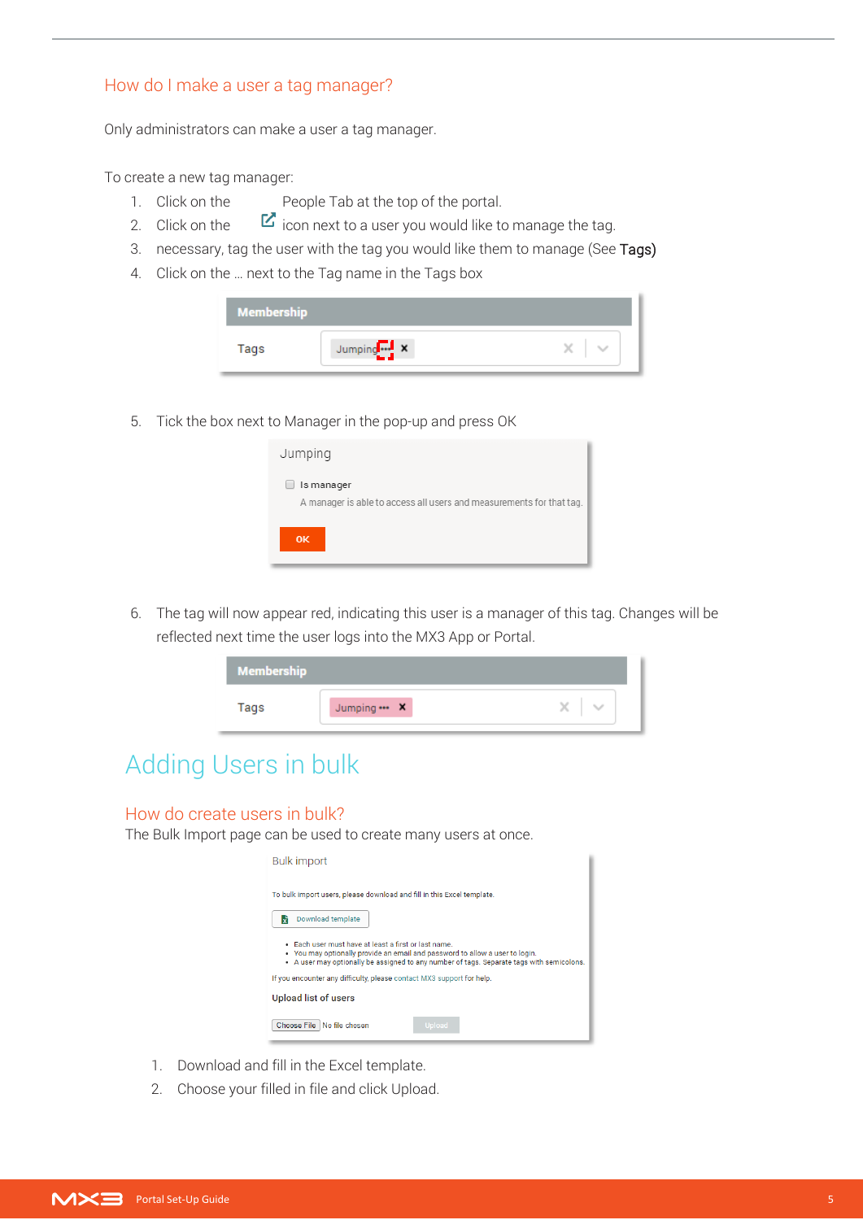## How do I make a user a tag manager?

Only administrators can make a user a tag manager.

To create a new tag manager:

1. Click on the People Tab at the top of the portal.
2. Click on the icon next to a user you would like to manage the tag.
3. necessary, tag the user with the tag you would like them to manage (See **Tags**)
4. Click on the … next to the Tag name in the Tags box

Membership

Tags

Jumping ••• ×

5. Tick the box next to Manager in the pop-up and press OK

Jumping

Is manager

A manager is able to access all users and measurements for that tag.

OK

6. The tag will now appear red, indicating this user is a manager of this tag. Changes will be reflected next time the user logs into the MX3 App or Portal.

Membership

Tags

Jumping ••• ×

# Adding Users in bulk

## How do create users in bulk?

The Bulk Import page can be used to create many users at once.

Bulk import

To bulk import users, please download and fill in this Excel template.

Download template

- Each user must have at least a first or last name.
- You may optionally provide an email and password to allow a user to login.
- A user may optionally be assigned to any number of tags. Separate tags with semicolons.

If you encounter any difficulty, please contact MX3 support for help.

**Upload list of users**

Choose File No file chosen Upload

1. Download and fill in the Excel template.
2. Choose your filled in file and click Upload.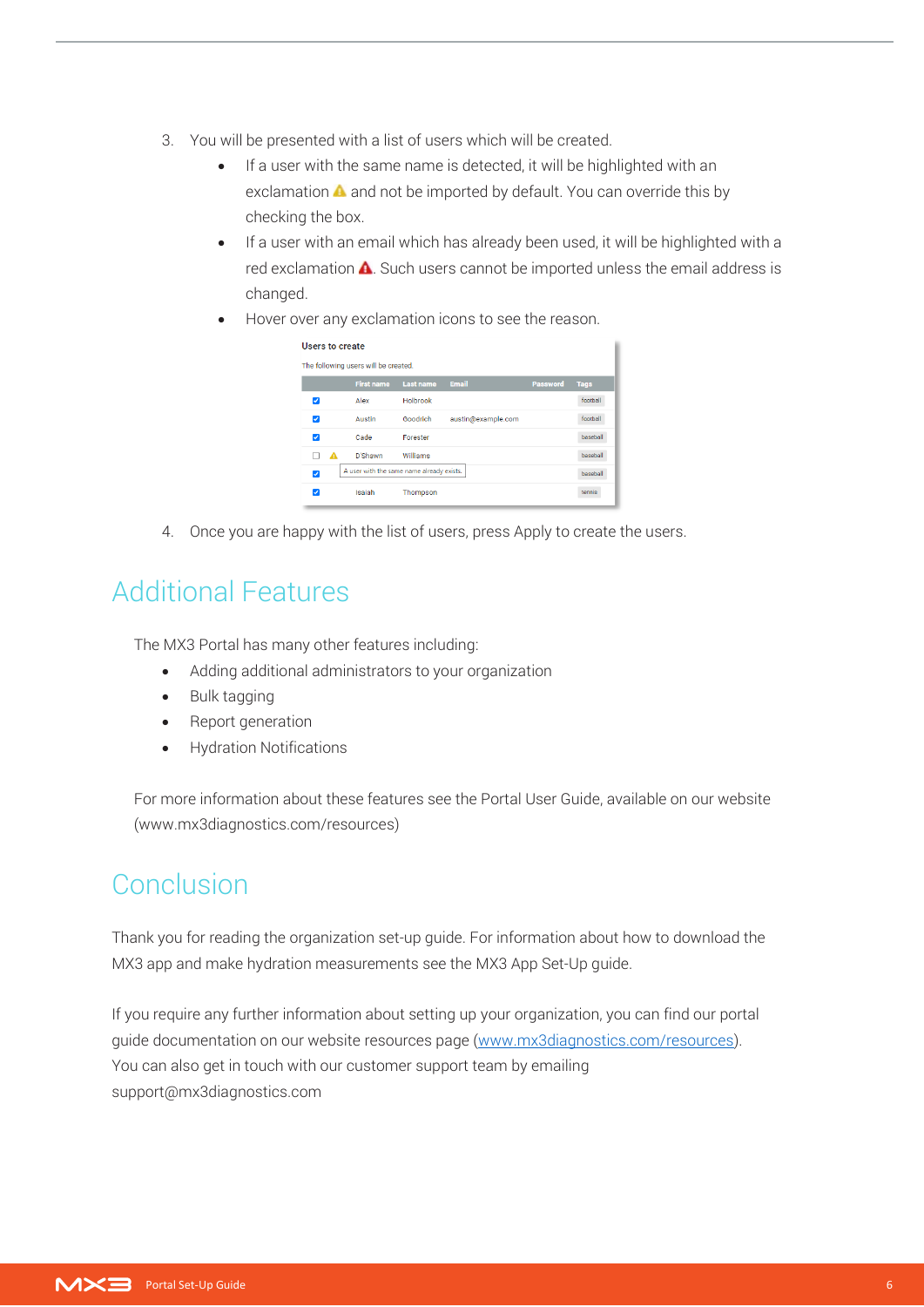3. You will be presented with a list of users which will be created.
    - If a user with the same name is detected, it will be highlighted with an exclamation ⚠ and not be imported by default. You can override this by checking the box.
    - If a user with an email which has already been used, it will be highlighted with a red exclamation ⚠. Such users cannot be imported unless the email address is changed.
    - Hover over any exclamation icons to see the reason.

**Users to create**

The following users will be created.

| | | First name | Last name | Email | Password | Tags |
|---|---|---|---|---|---|---|
| ☑ | | Alex | Holbrook | | | football |
| ☑ | | Austin | Goodrich | austin@example.com | | football |
| ☑ | | Cade | Forester | | | baseball |
| ☐ | ⚠ | D'Shawn | Williams | | | baseball |
| ☑ | A user with the same name already exists. | | | | | baseball |
| ☑ | | Isaiah | Thompson | | | tennis |

4. Once you are happy with the list of users, press Apply to create the users.

## Additional Features

The MX3 Portal has many other features including:

- Adding additional administrators to your organization
- Bulk tagging
- Report generation
- Hydration Notifications

For more information about these features see the Portal User Guide, available on our website (www.mx3diagnostics.com/resources)

## Conclusion

Thank you for reading the organization set-up guide. For information about how to download the MX3 app and make hydration measurements see the MX3 App Set-Up guide.

If you require any further information about setting up your organization, you can find our portal guide documentation on our website resources page (www.mx3diagnostics.com/resources). You can also get in touch with our customer support team by emailing support@mx3diagnostics.com